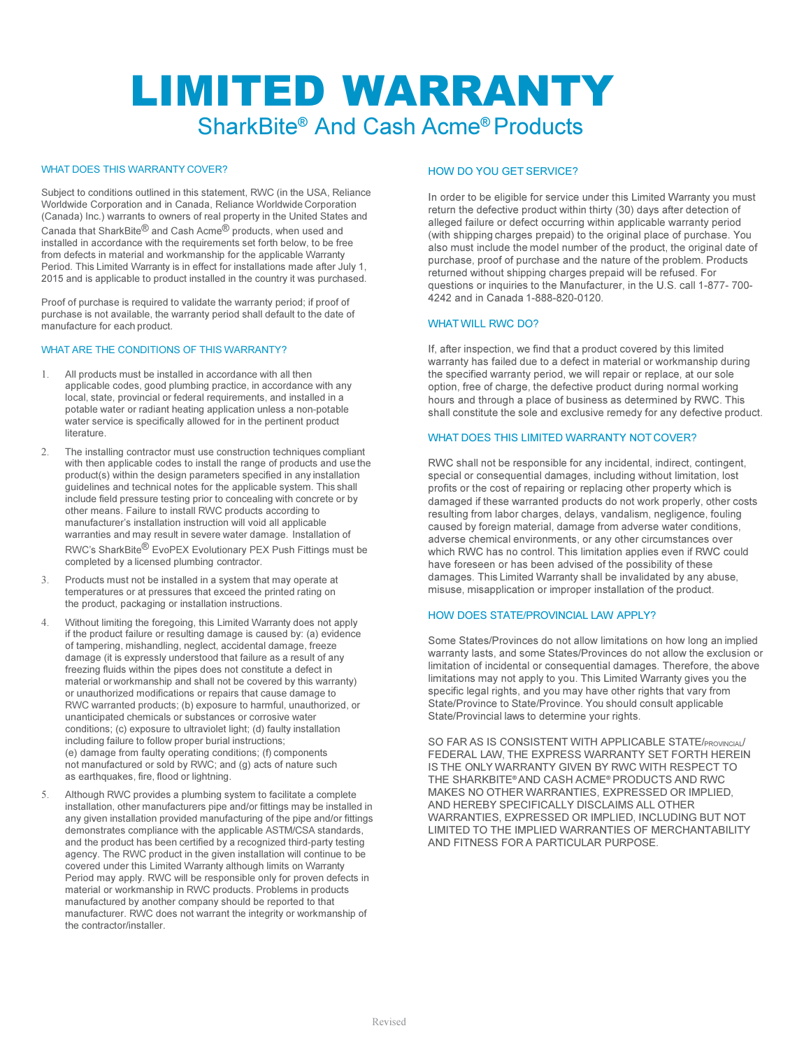# LIMITED WARRANTY

## SharkBite® And Cash Acme® Products

### WHAT DOES THIS WARRANTY COVER?

Subject to conditions outlined in this statement, RWC (in the USA, Reliance Worldwide Corporation and in Canada, Reliance Worldwide Corporation (Canada) Inc.) warrants to owners of real property in the United States and Canada that SharkBite® and Cash Acme® products, when used and installed in accordance with the requirements set forth below, to be free from defects in material and workmanship for the applicable Warranty Period. This Limited Warranty is in effect for installations made after July 1, 2015 and is applicable to product installed in the country it was purchased.

Proof of purchase is required to validate the warranty period; if proof of purchase is not available, the warranty period shall default to the date of manufacture for each product.

### WHAT ARE THE CONDITIONS OF THIS WARRANTY?

1. All products must be installed in accordance with all then applicable codes, good plumbing practice, in accordance with any local, state, provincial or federal requirements, and installed in a potable water or radiant heating application unless a non-potable water service is specifically allowed for in the pertinent product literature.
2. The installing contractor must use construction techniques compliant with then applicable codes to install the range of products and use the product(s) within the design parameters specified in any installation guidelines and technical notes for the applicable system. This shall include field pressure testing prior to concealing with concrete or by other means. Failure to install RWC products according to manufacturer's installation instruction will void all applicable warranties and may result in severe water damage. Installation of RWC's SharkBite® EvoPEX Evolutionary PEX Push Fittings must be completed by a licensed plumbing contractor.
3. Products must not be installed in a system that may operate at temperatures or at pressures that exceed the printed rating on the product, packaging or installation instructions.
4. Without limiting the foregoing, this Limited Warranty does not apply if the product failure or resulting damage is caused by: (a) evidence of tampering, mishandling, neglect, accidental damage, freeze damage (it is expressly understood that failure as a result of any freezing fluids within the pipes does not constitute a defect in material or workmanship and shall not be covered by this warranty) or unauthorized modifications or repairs that cause damage to RWC warranted products; (b) exposure to harmful, unauthorized, or unanticipated chemicals or substances or corrosive water conditions; (c) exposure to ultraviolet light; (d) faulty installation including failure to follow proper burial instructions; (e) damage from faulty operating conditions; (f) components not manufactured or sold by RWC; and (g) acts of nature such as earthquakes, fire, flood or lightning.
5. Although RWC provides a plumbing system to facilitate a complete installation, other manufacturers pipe and/or fittings may be installed in any given installation provided manufacturing of the pipe and/or fittings demonstrates compliance with the applicable ASTM/CSA standards, and the product has been certified by a recognized third-party testing agency. The RWC product in the given installation will continue to be covered under this Limited Warranty although limits on Warranty Period may apply. RWC will be responsible only for proven defects in material or workmanship in RWC products. Problems in products manufactured by another company should be reported to that manufacturer. RWC does not warrant the integrity or workmanship of the contractor/installer.

### HOW DO YOU GET SERVICE?

In order to be eligible for service under this Limited Warranty you must return the defective product within thirty (30) days after detection of alleged failure or defect occurring within applicable warranty period (with shipping charges prepaid) to the original place of purchase. You also must include the model number of the product, the original date of purchase, proof of purchase and the nature of the problem. Products returned without shipping charges prepaid will be refused. For questions or inquiries to the Manufacturer, in the U.S. call 1-877- 700-4242 and in Canada 1-888-820-0120.

### WHAT WILL RWC DO?

If, after inspection, we find that a product covered by this limited warranty has failed due to a defect in material or workmanship during the specified warranty period, we will repair or replace, at our sole option, free of charge, the defective product during normal working hours and through a place of business as determined by RWC. This shall constitute the sole and exclusive remedy for any defective product.

### WHAT DOES THIS LIMITED WARRANTY NOT COVER?

RWC shall not be responsible for any incidental, indirect, contingent, special or consequential damages, including without limitation, lost profits or the cost of repairing or replacing other property which is damaged if these warranted products do not work properly, other costs resulting from labor charges, delays, vandalism, negligence, fouling caused by foreign material, damage from adverse water conditions, adverse chemical environments, or any other circumstances over which RWC has no control. This limitation applies even if RWC could have foreseen or has been advised of the possibility of these damages. This Limited Warranty shall be invalidated by any abuse, misuse, misapplication or improper installation of the product.

### HOW DOES STATE/PROVINCIAL LAW APPLY?

Some States/Provinces do not allow limitations on how long an implied warranty lasts, and some States/Provinces do not allow the exclusion or limitation of incidental or consequential damages. Therefore, the above limitations may not apply to you. This Limited Warranty gives you the specific legal rights, and you may have other rights that vary from State/Province to State/Province. You should consult applicable State/Provincial laws to determine your rights.

SO FAR AS IS CONSISTENT WITH APPLICABLE STATE/PROVINCIAL/FEDERAL LAW, THE EXPRESS WARRANTY SET FORTH HEREIN IS THE ONLY WARRANTY GIVEN BY RWC WITH RESPECT TO THE SHARKBITE® AND CASH ACME® PRODUCTS AND RWC MAKES NO OTHER WARRANTIES, EXPRESSED OR IMPLIED, AND HEREBY SPECIFICALLY DISCLAIMS ALL OTHER WARRANTIES, EXPRESSED OR IMPLIED, INCLUDING BUT NOT LIMITED TO THE IMPLIED WARRANTIES OF MERCHANTABILITY AND FITNESS FOR A PARTICULAR PURPOSE.

Revised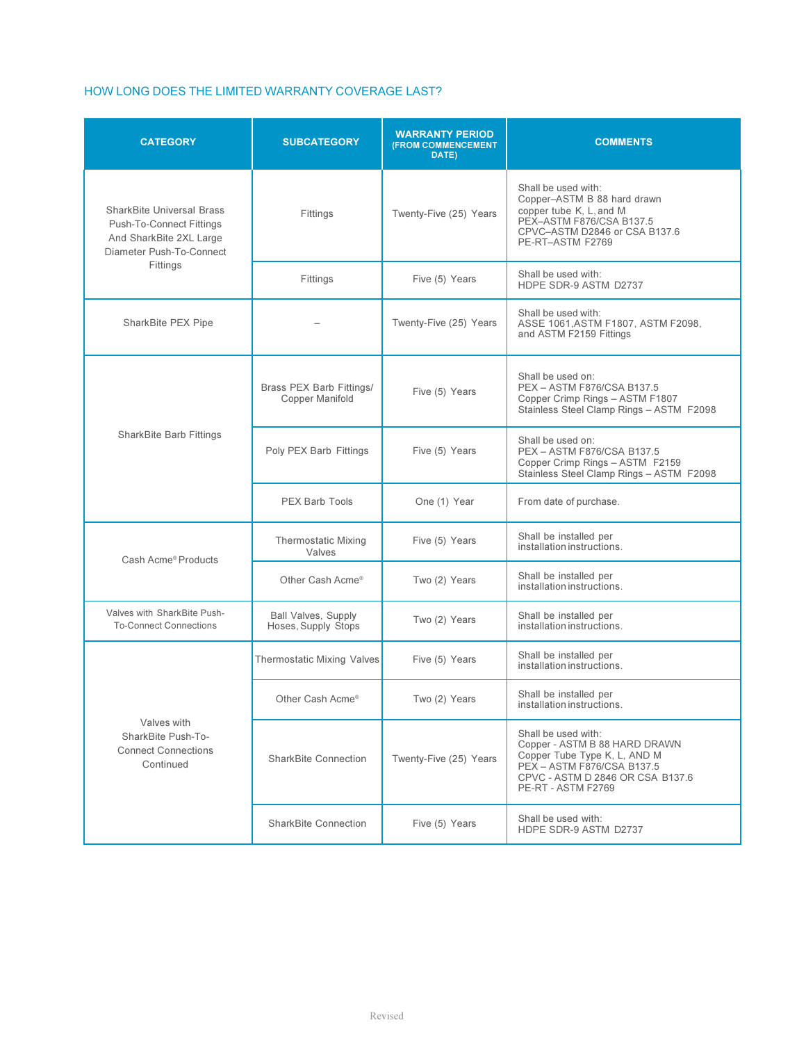## HOW LONG DOES THE LIMITED WARRANTY COVERAGE LAST?

| CATEGORY | SUBCATEGORY | WARRANTY PERIOD (FROM COMMENCEMENT DATE) | COMMENTS |
| --- | --- | --- | --- |
| SharkBite Universal Brass Push-To-Connect Fittings And SharkBite 2XL Large Diameter Push-To-Connect Fittings | Fittings | Twenty-Five (25) Years | Shall be used with: Copper–ASTM B 88 hard drawn copper tube K, L, and M PEX–ASTM F876/CSA B137.5 CPVC–ASTM D2846 or CSA B137.6 PE-RT–ASTM F2769 |
| | Fittings | Five (5) Years | Shall be used with: HDPE SDR-9 ASTM D2737 |
| SharkBite PEX Pipe | – | Twenty-Five (25) Years | Shall be used with: ASSE 1061, ASTM F1807, ASTM F2098, and ASTM F2159 Fittings |
| SharkBite Barb Fittings | Brass PEX Barb Fittings/ Copper Manifold | Five (5) Years | Shall be used on: PEX – ASTM F876/CSA B137.5 Copper Crimp Rings – ASTM F1807 Stainless Steel Clamp Rings – ASTM F2098 |
| | Poly PEX Barb Fittings | Five (5) Years | Shall be used on: PEX – ASTM F876/CSA B137.5 Copper Crimp Rings – ASTM F2159 Stainless Steel Clamp Rings – ASTM F2098 |
| | PEX Barb Tools | One (1) Year | From date of purchase. |
| Cash Acme® Products | Thermostatic Mixing Valves | Five (5) Years | Shall be installed per installation instructions. |
| | Other Cash Acme® | Two (2) Years | Shall be installed per installation instructions. |
| Valves with SharkBite Push-To-Connect Connections | Ball Valves, Supply Hoses, Supply Stops | Two (2) Years | Shall be installed per installation instructions. |
| Valves with SharkBite Push-To-Connect Connections Continued | Thermostatic Mixing Valves | Five (5) Years | Shall be installed per installation instructions. |
| | Other Cash Acme® | Two (2) Years | Shall be installed per installation instructions. |
| | SharkBite Connection | Twenty-Five (25) Years | Shall be used with: Copper - ASTM B 88 HARD DRAWN Copper Tube Type K, L, AND M PEX – ASTM F876/CSA B137.5 CPVC - ASTM D 2846 OR CSA B137.6 PE-RT - ASTM F2769 |
| | SharkBite Connection | Five (5) Years | Shall be used with: HDPE SDR-9 ASTM D2737 |

Revised